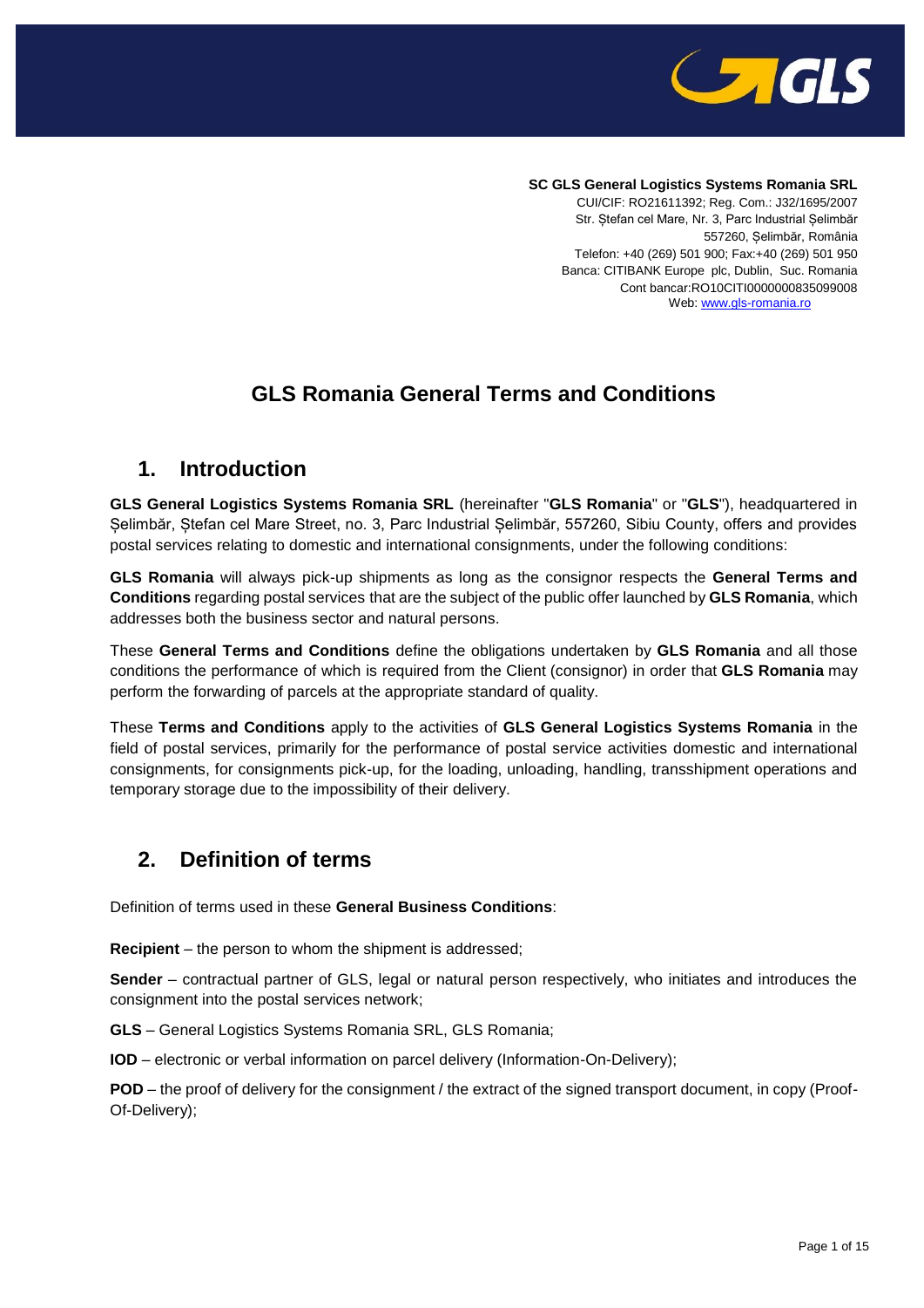**SC GLS General Logistics Systems Romania SRL**
CUI/CIF: RO21611392; Reg. Com.: J32/1695/2007
Str. Ștefan cel Mare, Nr. 3, Parc Industrial Șelimbăr
557260, Șelimbăr, România
Telefon: +40 (269) 501 900; Fax:+40 (269) 501 950
Banca: CITIBANK Europe plc, Dublin, Suc. Romania
Cont bancar:RO10CITI0000000835099008
Web: www.gls-romania.ro

# GLS Romania General Terms and Conditions

## 1. Introduction

**GLS General Logistics Systems Romania SRL** (hereinafter "**GLS Romania**" or "**GLS**"), headquartered in Șelimbăr, Ștefan cel Mare Street, no. 3, Parc Industrial Șelimbăr, 557260, Sibiu County, offers and provides postal services relating to domestic and international consignments, under the following conditions:

**GLS Romania** will always pick-up shipments as long as the consignor respects the **General Terms and Conditions** regarding postal services that are the subject of the public offer launched by **GLS Romania**, which addresses both the business sector and natural persons.

These **General Terms and Conditions** define the obligations undertaken by **GLS Romania** and all those conditions the performance of which is required from the Client (consignor) in order that **GLS Romania** may perform the forwarding of parcels at the appropriate standard of quality.

These **Terms and Conditions** apply to the activities of **GLS General Logistics Systems Romania** in the field of postal services, primarily for the performance of postal service activities domestic and international consignments, for consignments pick-up, for the loading, unloading, handling, transshipment operations and temporary storage due to the impossibility of their delivery.

## 2. Definition of terms

Definition of terms used in these **General Business Conditions**:

**Recipient** – the person to whom the shipment is addressed;

**Sender** – contractual partner of GLS, legal or natural person respectively, who initiates and introduces the consignment into the postal services network;

**GLS** – General Logistics Systems Romania SRL, GLS Romania;

**IOD** – electronic or verbal information on parcel delivery (Information-On-Delivery);

**POD** – the proof of delivery for the consignment / the extract of the signed transport document, in copy (Proof-Of-Delivery);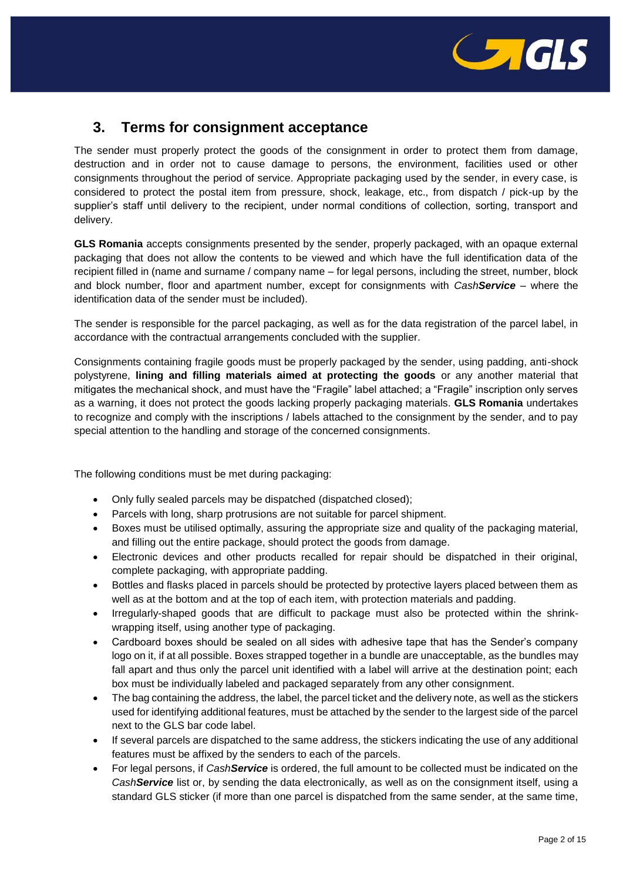## 3. Terms for consignment acceptance

The sender must properly protect the goods of the consignment in order to protect them from damage, destruction and in order not to cause damage to persons, the environment, facilities used or other consignments throughout the period of service. Appropriate packaging used by the sender, in every case, is considered to protect the postal item from pressure, shock, leakage, etc., from dispatch / pick-up by the supplier's staff until delivery to the recipient, under normal conditions of collection, sorting, transport and delivery.

**GLS Romania** accepts consignments presented by the sender, properly packaged, with an opaque external packaging that does not allow the contents to be viewed and which have the full identification data of the recipient filled in (name and surname / company name – for legal persons, including the street, number, block and block number, floor and apartment number, except for consignments with *Cash**Service*** – where the identification data of the sender must be included).

The sender is responsible for the parcel packaging, as well as for the data registration of the parcel label, in accordance with the contractual arrangements concluded with the supplier.

Consignments containing fragile goods must be properly packaged by the sender, using padding, anti-shock polystyrene, **lining and filling materials aimed at protecting the goods** or any another material that mitigates the mechanical shock, and must have the "Fragile" label attached; a "Fragile" inscription only serves as a warning, it does not protect the goods lacking properly packaging materials. **GLS Romania** undertakes to recognize and comply with the inscriptions / labels attached to the consignment by the sender, and to pay special attention to the handling and storage of the concerned consignments.

The following conditions must be met during packaging:

- Only fully sealed parcels may be dispatched (dispatched closed);
- Parcels with long, sharp protrusions are not suitable for parcel shipment.
- Boxes must be utilised optimally, assuring the appropriate size and quality of the packaging material, and filling out the entire package, should protect the goods from damage.
- Electronic devices and other products recalled for repair should be dispatched in their original, complete packaging, with appropriate padding.
- Bottles and flasks placed in parcels should be protected by protective layers placed between them as well as at the bottom and at the top of each item, with protection materials and padding.
- Irregularly-shaped goods that are difficult to package must also be protected within the shrink-wrapping itself, using another type of packaging.
- Cardboard boxes should be sealed on all sides with adhesive tape that has the Sender's company logo on it, if at all possible. Boxes strapped together in a bundle are unacceptable, as the bundles may fall apart and thus only the parcel unit identified with a label will arrive at the destination point; each box must be individually labeled and packaged separately from any other consignment.
- The bag containing the address, the label, the parcel ticket and the delivery note, as well as the stickers used for identifying additional features, must be attached by the sender to the largest side of the parcel next to the GLS bar code label.
- If several parcels are dispatched to the same address, the stickers indicating the use of any additional features must be affixed by the senders to each of the parcels.
- For legal persons, if *Cash**Service*** is ordered, the full amount to be collected must be indicated on the *Cash**Service*** list or, by sending the data electronically, as well as on the consignment itself, using a standard GLS sticker (if more than one parcel is dispatched from the same sender, at the same time,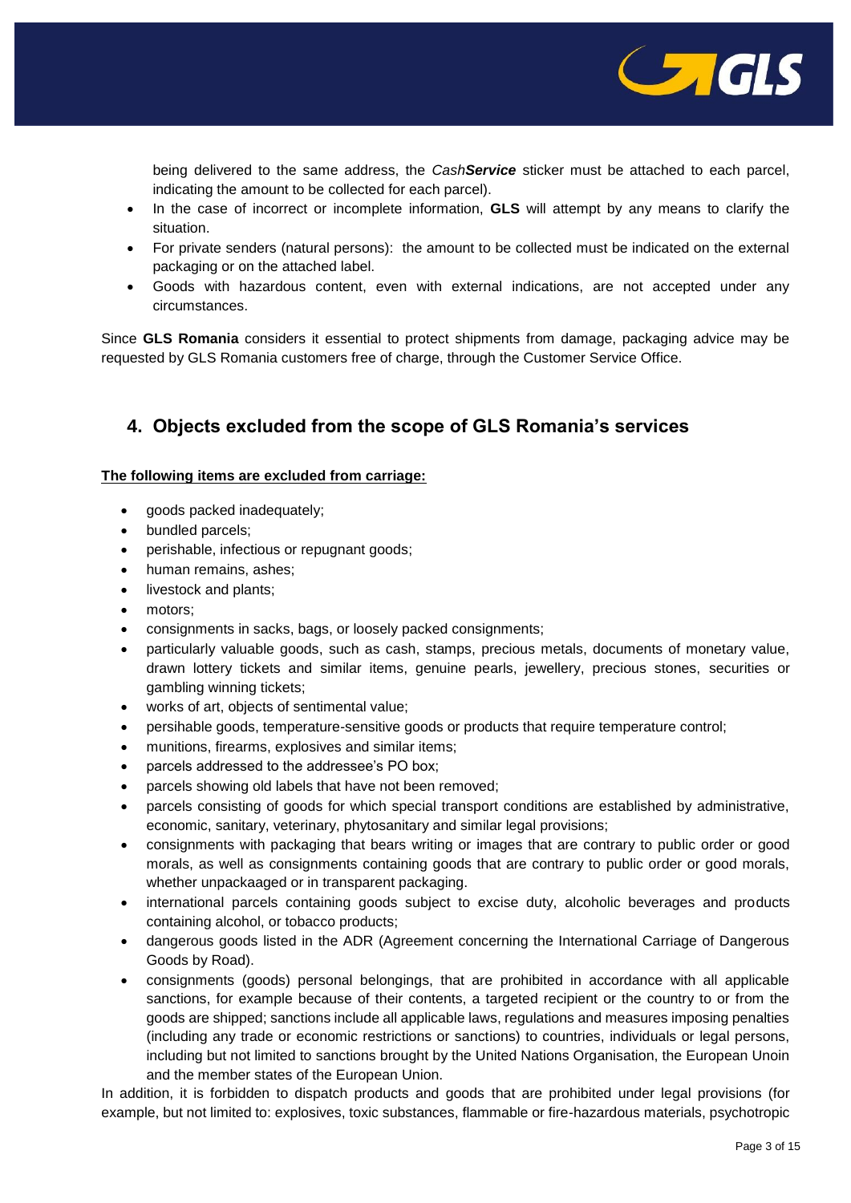being delivered to the same address, the *Cash**Service*** sticker must be attached to each parcel, indicating the amount to be collected for each parcel).

- In the case of incorrect or incomplete information, **GLS** will attempt by any means to clarify the situation.
- For private senders (natural persons): the amount to be collected must be indicated on the external packaging or on the attached label.
- Goods with hazardous content, even with external indications, are not accepted under any circumstances.

Since **GLS Romania** considers it essential to protect shipments from damage, packaging advice may be requested by GLS Romania customers free of charge, through the Customer Service Office.

## 4. Objects excluded from the scope of GLS Romania's services

**The following items are excluded from carriage:**

- goods packed inadequately;
- bundled parcels;
- perishable, infectious or repugnant goods;
- human remains, ashes;
- livestock and plants;
- motors;
- consignments in sacks, bags, or loosely packed consignments;
- particularly valuable goods, such as cash, stamps, precious metals, documents of monetary value, drawn lottery tickets and similar items, genuine pearls, jewellery, precious stones, securities or gambling winning tickets;
- works of art, objects of sentimental value;
- persihable goods, temperature-sensitive goods or products that require temperature control;
- munitions, firearms, explosives and similar items;
- parcels addressed to the addressee's PO box;
- parcels showing old labels that have not been removed;
- parcels consisting of goods for which special transport conditions are established by administrative, economic, sanitary, veterinary, phytosanitary and similar legal provisions;
- consignments with packaging that bears writing or images that are contrary to public order or good morals, as well as consignments containing goods that are contrary to public order or good morals, whether unpackaaged or in transparent packaging.
- international parcels containing goods subject to excise duty, alcoholic beverages and products containing alcohol, or tobacco products;
- dangerous goods listed in the ADR (Agreement concerning the International Carriage of Dangerous Goods by Road).
- consignments (goods) personal belongings, that are prohibited in accordance with all applicable sanctions, for example because of their contents, a targeted recipient or the country to or from the goods are shipped; sanctions include all applicable laws, regulations and measures imposing penalties (including any trade or economic restrictions or sanctions) to countries, individuals or legal persons, including but not limited to sanctions brought by the United Nations Organisation, the European Unoin and the member states of the European Union.

In addition, it is forbidden to dispatch products and goods that are prohibited under legal provisions (for example, but not limited to: explosives, toxic substances, flammable or fire-hazardous materials, psychotropic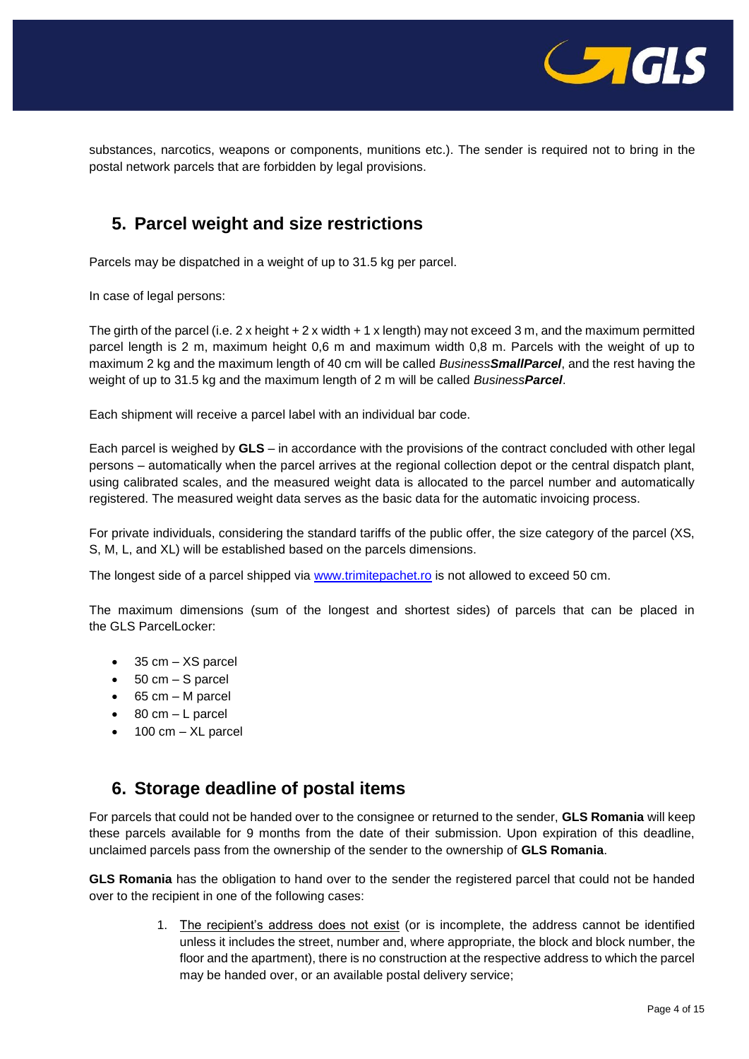substances, narcotics, weapons or components, munitions etc.). The sender is required not to bring in the postal network parcels that are forbidden by legal provisions.

## 5. Parcel weight and size restrictions

Parcels may be dispatched in a weight of up to 31.5 kg per parcel.

In case of legal persons:

The girth of the parcel (i.e. 2 x height + 2 x width + 1 x length) may not exceed 3 m, and the maximum permitted parcel length is 2 m, maximum height 0,6 m and maximum width 0,8 m. Parcels with the weight of up to maximum 2 kg and the maximum length of 40 cm will be called *Business**SmallParcel***, and the rest having the weight of up to 31.5 kg and the maximum length of 2 m will be called *Business**Parcel***.

Each shipment will receive a parcel label with an individual bar code.

Each parcel is weighed by **GLS** – in accordance with the provisions of the contract concluded with other legal persons – automatically when the parcel arrives at the regional collection depot or the central dispatch plant, using calibrated scales, and the measured weight data is allocated to the parcel number and automatically registered. The measured weight data serves as the basic data for the automatic invoicing process.

For private individuals, considering the standard tariffs of the public offer, the size category of the parcel (XS, S, M, L, and XL) will be established based on the parcels dimensions.

The longest side of a parcel shipped via www.trimitepachet.ro is not allowed to exceed 50 cm.

The maximum dimensions (sum of the longest and shortest sides) of parcels that can be placed in the GLS ParcelLocker:

- 35 cm – XS parcel
- 50 cm – S parcel
- 65 cm – M parcel
- 80 cm – L parcel
- 100 cm – XL parcel

## 6. Storage deadline of postal items

For parcels that could not be handed over to the consignee or returned to the sender, **GLS Romania** will keep these parcels available for 9 months from the date of their submission. Upon expiration of this deadline, unclaimed parcels pass from the ownership of the sender to the ownership of **GLS Romania**.

**GLS Romania** has the obligation to hand over to the sender the registered parcel that could not be handed over to the recipient in one of the following cases:

1. The recipient's address does not exist (or is incomplete, the address cannot be identified unless it includes the street, number and, where appropriate, the block and block number, the floor and the apartment), there is no construction at the respective address to which the parcel may be handed over, or an available postal delivery service;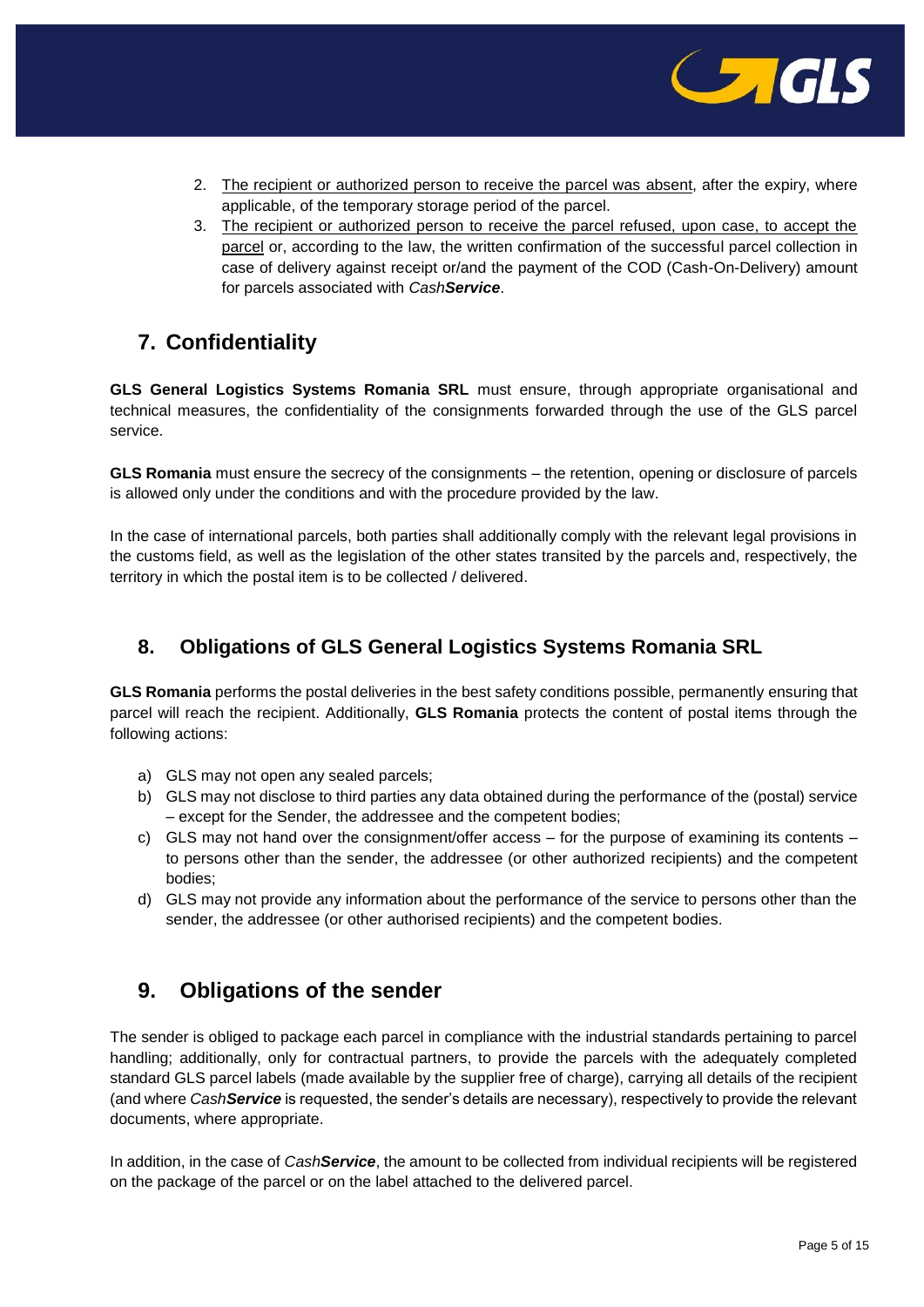2. <u>The recipient or authorized person to receive the parcel was absent</u>, after the expiry, where applicable, of the temporary storage period of the parcel.
3. <u>The recipient or authorized person to receive the parcel refused, upon case, to accept the parcel</u> or, according to the law, the written confirmation of the successful parcel collection in case of delivery against receipt or/and the payment of the COD (Cash-On-Delivery) amount for parcels associated with *Cash**Service***.

## 7. Confidentiality

**GLS General Logistics Systems Romania SRL** must ensure, through appropriate organisational and technical measures, the confidentiality of the consignments forwarded through the use of the GLS parcel service.

**GLS Romania** must ensure the secrecy of the consignments – the retention, opening or disclosure of parcels is allowed only under the conditions and with the procedure provided by the law.

In the case of international parcels, both parties shall additionally comply with the relevant legal provisions in the customs field, as well as the legislation of the other states transited by the parcels and, respectively, the territory in which the postal item is to be collected / delivered.

## 8. Obligations of GLS General Logistics Systems Romania SRL

**GLS Romania** performs the postal deliveries in the best safety conditions possible, permanently ensuring that parcel will reach the recipient. Additionally, **GLS Romania** protects the content of postal items through the following actions:

a) GLS may not open any sealed parcels;
b) GLS may not disclose to third parties any data obtained during the performance of the (postal) service – except for the Sender, the addressee and the competent bodies;
c) GLS may not hand over the consignment/offer access – for the purpose of examining its contents – to persons other than the sender, the addressee (or other authorized recipients) and the competent bodies;
d) GLS may not provide any information about the performance of the service to persons other than the sender, the addressee (or other authorised recipients) and the competent bodies.

## 9. Obligations of the sender

The sender is obliged to package each parcel in compliance with the industrial standards pertaining to parcel handling; additionally, only for contractual partners, to provide the parcels with the adequately completed standard GLS parcel labels (made available by the supplier free of charge), carrying all details of the recipient (and where *Cash**Service*** is requested, the sender's details are necessary), respectively to provide the relevant documents, where appropriate.

In addition, in the case of *Cash**Service***, the amount to be collected from individual recipients will be registered on the package of the parcel or on the label attached to the delivered parcel.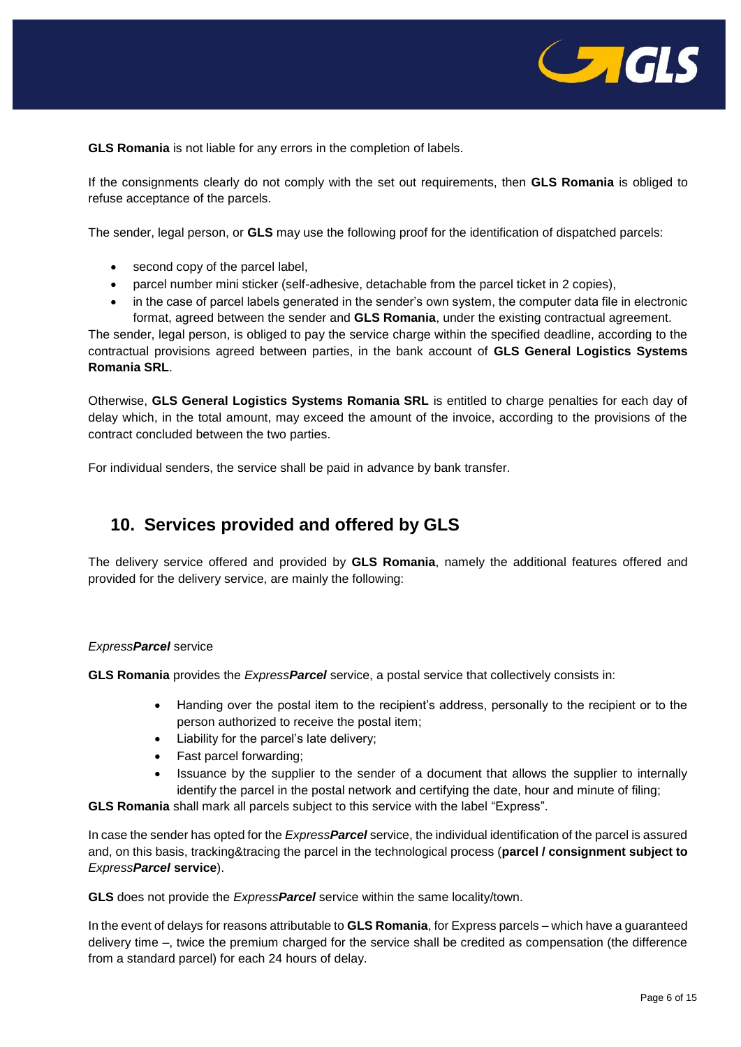**GLS Romania** is not liable for any errors in the completion of labels.

If the consignments clearly do not comply with the set out requirements, then **GLS Romania** is obliged to refuse acceptance of the parcels.

The sender, legal person, or **GLS** may use the following proof for the identification of dispatched parcels:

- second copy of the parcel label,
- parcel number mini sticker (self-adhesive, detachable from the parcel ticket in 2 copies),
- in the case of parcel labels generated in the sender's own system, the computer data file in electronic format, agreed between the sender and **GLS Romania**, under the existing contractual agreement.

The sender, legal person, is obliged to pay the service charge within the specified deadline, according to the contractual provisions agreed between parties, in the bank account of **GLS General Logistics Systems Romania SRL**.

Otherwise, **GLS General Logistics Systems Romania SRL** is entitled to charge penalties for each day of delay which, in the total amount, may exceed the amount of the invoice, according to the provisions of the contract concluded between the two parties.

For individual senders, the service shall be paid in advance by bank transfer.

## 10. Services provided and offered by GLS

The delivery service offered and provided by **GLS Romania**, namely the additional features offered and provided for the delivery service, are mainly the following:

*Express**Parcel*** service

**GLS Romania** provides the *Express**Parcel*** service, a postal service that collectively consists in:

- Handing over the postal item to the recipient's address, personally to the recipient or to the person authorized to receive the postal item;
- Liability for the parcel's late delivery;
- Fast parcel forwarding;
- Issuance by the supplier to the sender of a document that allows the supplier to internally identify the parcel in the postal network and certifying the date, hour and minute of filing;

**GLS Romania** shall mark all parcels subject to this service with the label "Express".

In case the sender has opted for the *Express**Parcel*** service, the individual identification of the parcel is assured and, on this basis, tracking&tracing the parcel in the technological process (**parcel / consignment subject to *ExpressParcel* service**).

**GLS** does not provide the *Express**Parcel*** service within the same locality/town.

In the event of delays for reasons attributable to **GLS Romania**, for Express parcels – which have a guaranteed delivery time –, twice the premium charged for the service shall be credited as compensation (the difference from a standard parcel) for each 24 hours of delay.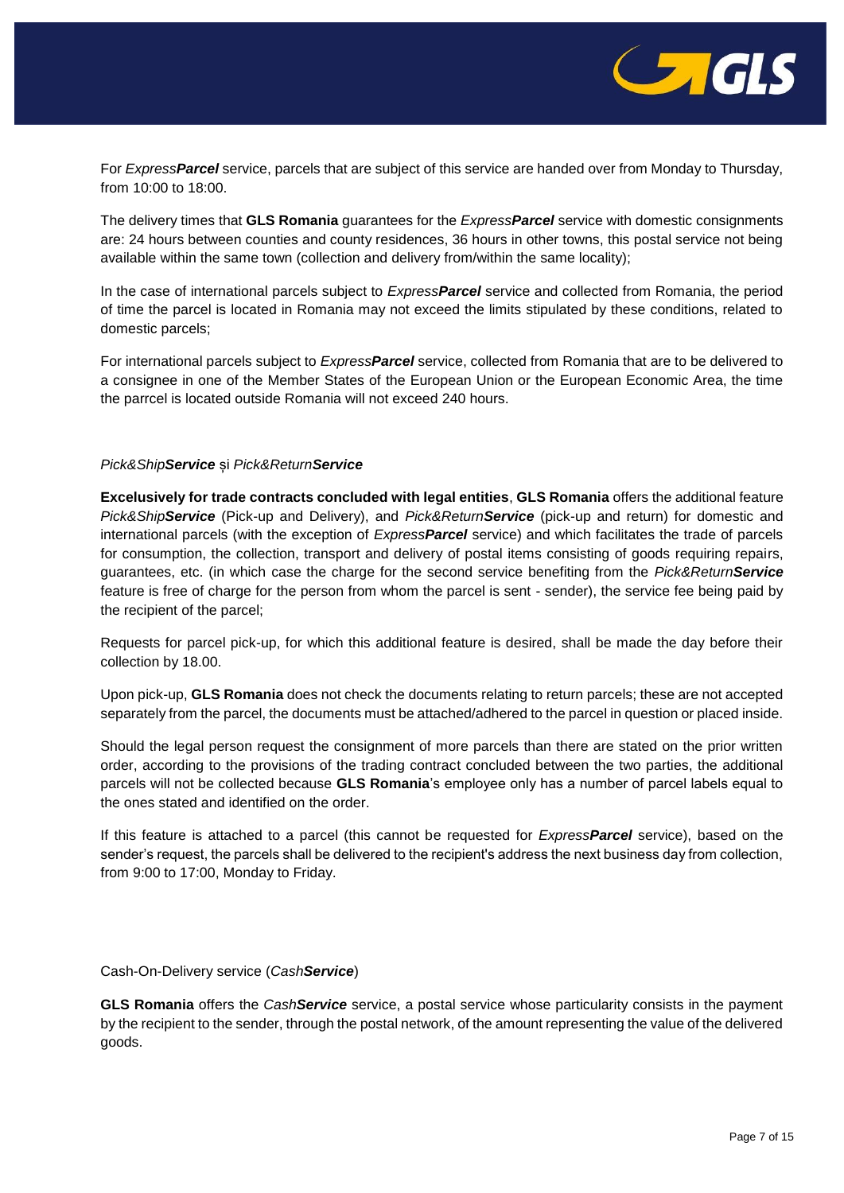For *Express**Parcel*** service, parcels that are subject of this service are handed over from Monday to Thursday, from 10:00 to 18:00.

The delivery times that **GLS Romania** guarantees for the *Express**Parcel*** service with domestic consignments are: 24 hours between counties and county residences, 36 hours in other towns, this postal service not being available within the same town (collection and delivery from/within the same locality);

In the case of international parcels subject to *Express**Parcel*** service and collected from Romania, the period of time the parcel is located in Romania may not exceed the limits stipulated by these conditions, related to domestic parcels;

For international parcels subject to *Express**Parcel*** service, collected from Romania that are to be delivered to a consignee in one of the Member States of the European Union or the European Economic Area, the time the parrcel is located outside Romania will not exceed 240 hours.

*Pick&Ship**Service*** și *Pick&Return**Service***

**Excelusively for trade contracts concluded with legal entities**, **GLS Romania** offers the additional feature *Pick&Ship**Service*** (Pick-up and Delivery), and *Pick&Return**Service*** (pick-up and return) for domestic and international parcels (with the exception of *Express**Parcel*** service) and which facilitates the trade of parcels for consumption, the collection, transport and delivery of postal items consisting of goods requiring repairs, guarantees, etc. (in which case the charge for the second service benefiting from the *Pick&Return**Service*** feature is free of charge for the person from whom the parcel is sent - sender), the service fee being paid by the recipient of the parcel;

Requests for parcel pick-up, for which this additional feature is desired, shall be made the day before their collection by 18.00.

Upon pick-up, **GLS Romania** does not check the documents relating to return parcels; these are not accepted separately from the parcel, the documents must be attached/adhered to the parcel in question or placed inside.

Should the legal person request the consignment of more parcels than there are stated on the prior written order, according to the provisions of the trading contract concluded between the two parties, the additional parcels will not be collected because **GLS Romania**'s employee only has a number of parcel labels equal to the ones stated and identified on the order.

If this feature is attached to a parcel (this cannot be requested for *Express**Parcel*** service), based on the sender's request, the parcels shall be delivered to the recipient's address the next business day from collection, from 9:00 to 17:00, Monday to Friday.

Cash-On-Delivery service (*Cash**Service***)

**GLS Romania** offers the *Cash**Service*** service, a postal service whose particularity consists in the payment by the recipient to the sender, through the postal network, of the amount representing the value of the delivered goods.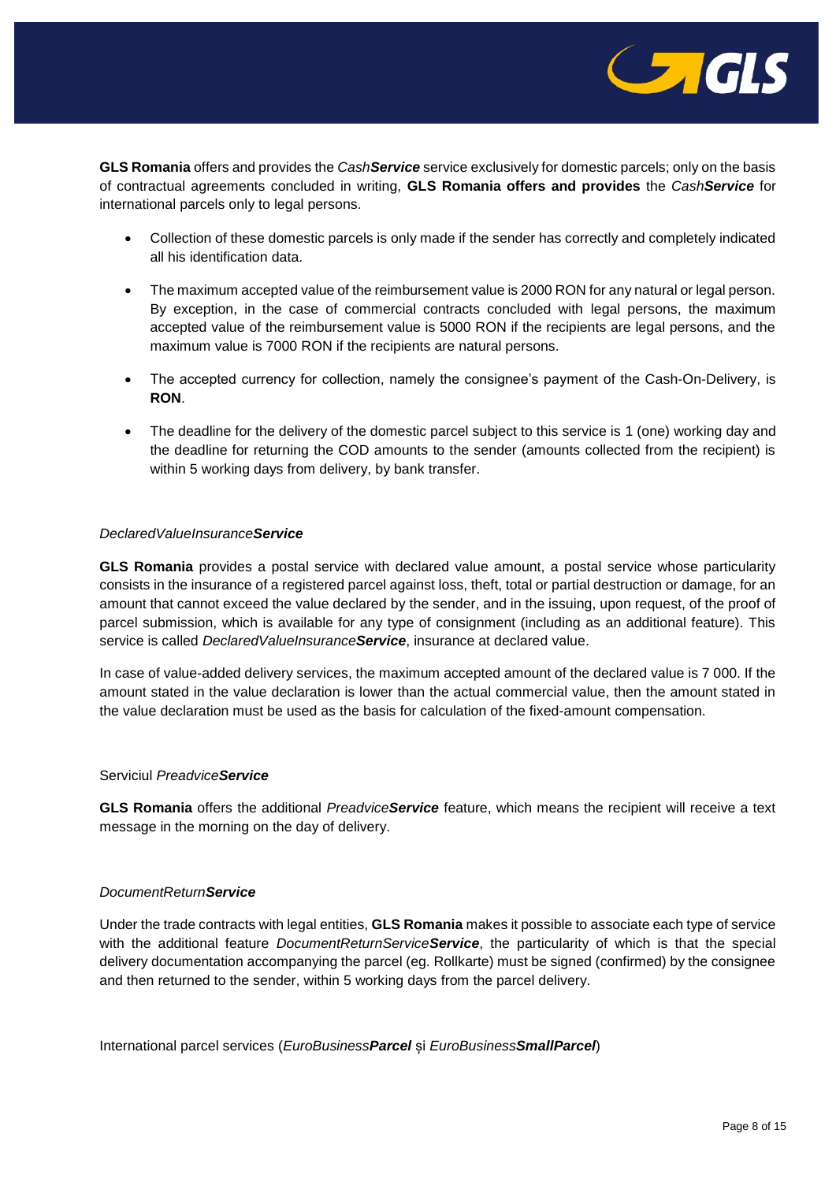**GLS Romania** offers and provides the *Cash**Service*** service exclusively for domestic parcels; only on the basis of contractual agreements concluded in writing, **GLS Romania offers and provides** the *Cash**Service*** for international parcels only to legal persons.

- Collection of these domestic parcels is only made if the sender has correctly and completely indicated all his identification data.
- The maximum accepted value of the reimbursement value is 2000 RON for any natural or legal person. By exception, in the case of commercial contracts concluded with legal persons, the maximum accepted value of the reimbursement value is 5000 RON if the recipients are legal persons, and the maximum value is 7000 RON if the recipients are natural persons.
- The accepted currency for collection, namely the consignee's payment of the Cash-On-Delivery, is **RON**.
- The deadline for the delivery of the domestic parcel subject to this service is 1 (one) working day and the deadline for returning the COD amounts to the sender (amounts collected from the recipient) is within 5 working days from delivery, by bank transfer.

*DeclaredValueInsurance**Service***

**GLS Romania** provides a postal service with declared value amount, a postal service whose particularity consists in the insurance of a registered parcel against loss, theft, total or partial destruction or damage, for an amount that cannot exceed the value declared by the sender, and in the issuing, upon request, of the proof of parcel submission, which is available for any type of consignment (including as an additional feature). This service is called *DeclaredValueInsurance**Service***, insurance at declared value.

In case of value-added delivery services, the maximum accepted amount of the declared value is 7 000. If the amount stated in the value declaration is lower than the actual commercial value, then the amount stated in the value declaration must be used as the basis for calculation of the fixed-amount compensation.

Serviciul *Preadvice**Service***

**GLS Romania** offers the additional *Preadvice**Service*** feature, which means the recipient will receive a text message in the morning on the day of delivery.

*DocumentReturn**Service***

Under the trade contracts with legal entities, **GLS Romania** makes it possible to associate each type of service with the additional feature *DocumentReturnService**Service***, the particularity of which is that the special delivery documentation accompanying the parcel (eg. Rollkarte) must be signed (confirmed) by the consignee and then returned to the sender, within 5 working days from the parcel delivery.

International parcel services (*EuroBusiness**Parcel*** și *EuroBusiness**SmallParcel***)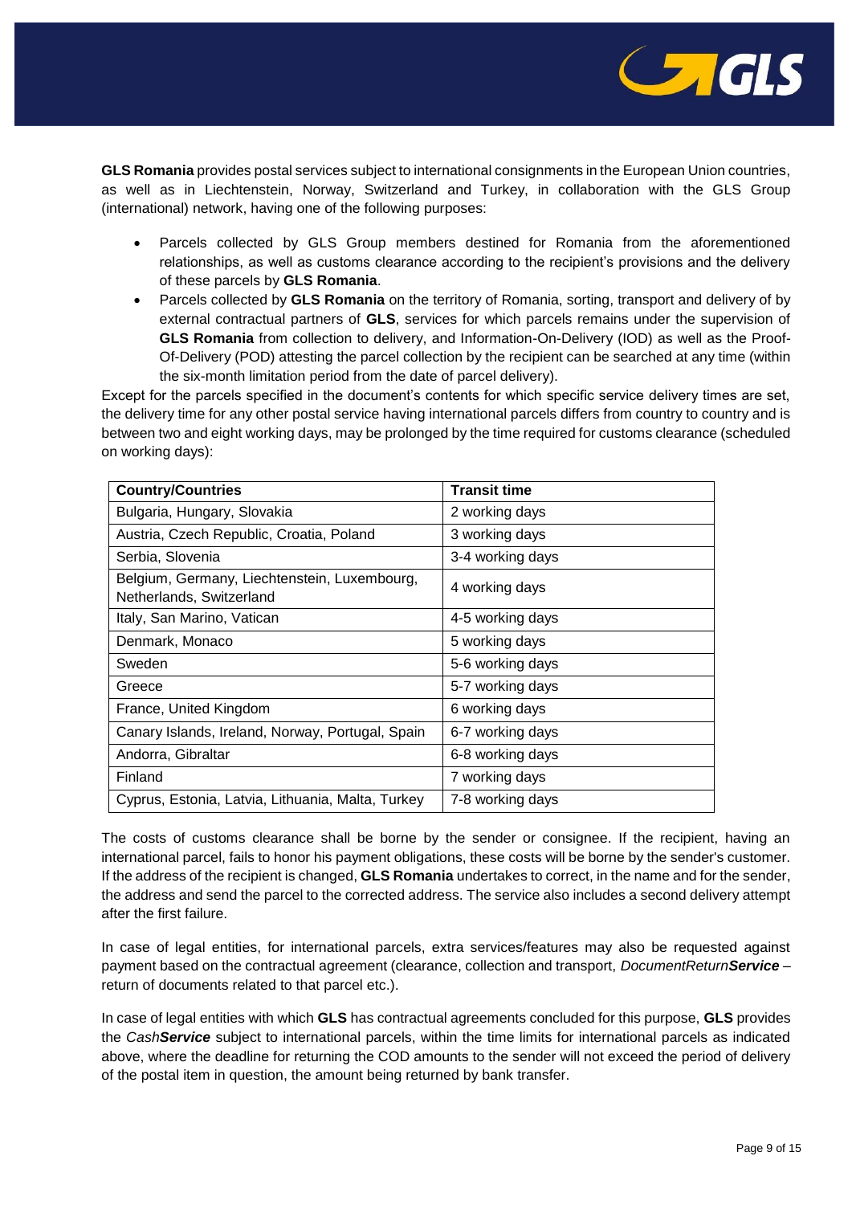**GLS Romania** provides postal services subject to international consignments in the European Union countries, as well as in Liechtenstein, Norway, Switzerland and Turkey, in collaboration with the GLS Group (international) network, having one of the following purposes:

- Parcels collected by GLS Group members destined for Romania from the aforementioned relationships, as well as customs clearance according to the recipient's provisions and the delivery of these parcels by **GLS Romania**.
- Parcels collected by **GLS Romania** on the territory of Romania, sorting, transport and delivery of by external contractual partners of **GLS**, services for which parcels remains under the supervision of **GLS Romania** from collection to delivery, and Information-On-Delivery (IOD) as well as the Proof-Of-Delivery (POD) attesting the parcel collection by the recipient can be searched at any time (within the six-month limitation period from the date of parcel delivery).

Except for the parcels specified in the document's contents for which specific service delivery times are set, the delivery time for any other postal service having international parcels differs from country to country and is between two and eight working days, may be prolonged by the time required for customs clearance (scheduled on working days):

| Country/Countries | Transit time |
|---|---|
| Bulgaria, Hungary, Slovakia | 2 working days |
| Austria, Czech Republic, Croatia, Poland | 3 working days |
| Serbia, Slovenia | 3-4 working days |
| Belgium, Germany, Liechtenstein, Luxembourg, Netherlands, Switzerland | 4 working days |
| Italy, San Marino, Vatican | 4-5 working days |
| Denmark, Monaco | 5 working days |
| Sweden | 5-6 working days |
| Greece | 5-7 working days |
| France, United Kingdom | 6 working days |
| Canary Islands, Ireland, Norway, Portugal, Spain | 6-7 working days |
| Andorra, Gibraltar | 6-8 working days |
| Finland | 7 working days |
| Cyprus, Estonia, Latvia, Lithuania, Malta, Turkey | 7-8 working days |

The costs of customs clearance shall be borne by the sender or consignee. If the recipient, having an international parcel, fails to honor his payment obligations, these costs will be borne by the sender's customer. If the address of the recipient is changed, **GLS Romania** undertakes to correct, in the name and for the sender, the address and send the parcel to the corrected address. The service also includes a second delivery attempt after the first failure.

In case of legal entities, for international parcels, extra services/features may also be requested against payment based on the contractual agreement (clearance, collection and transport, *DocumentReturn**Service*** – return of documents related to that parcel etc.).

In case of legal entities with which **GLS** has contractual agreements concluded for this purpose, **GLS** provides the *Cash**Service*** subject to international parcels, within the time limits for international parcels as indicated above, where the deadline for returning the COD amounts to the sender will not exceed the period of delivery of the postal item in question, the amount being returned by bank transfer.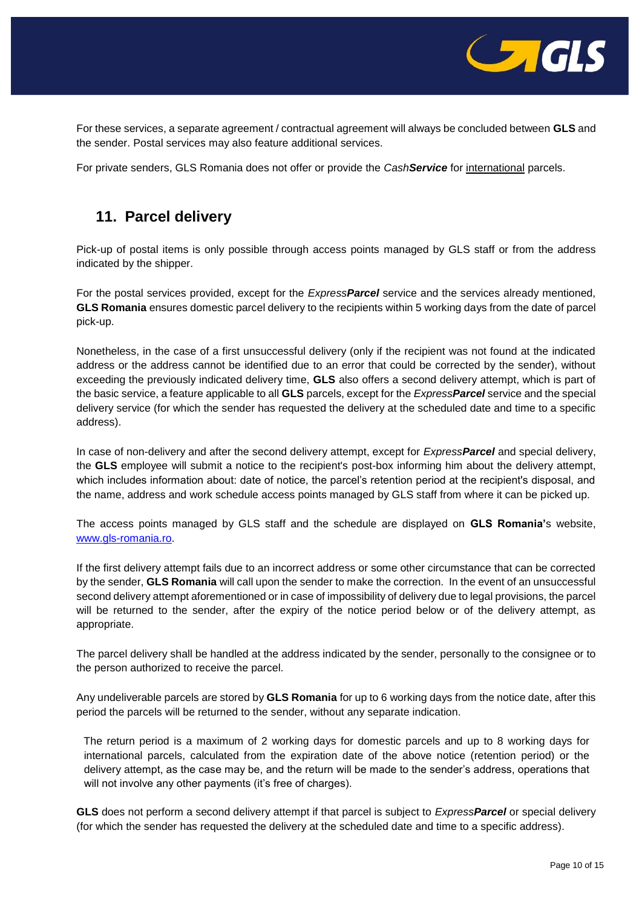For these services, a separate agreement / contractual agreement will always be concluded between **GLS** and the sender. Postal services may also feature additional services.

For private senders, GLS Romania does not offer or provide the *Cash**Service*** for international parcels.

## 11. Parcel delivery

Pick-up of postal items is only possible through access points managed by GLS staff or from the address indicated by the shipper.

For the postal services provided, except for the *Express**Parcel*** service and the services already mentioned, **GLS Romania** ensures domestic parcel delivery to the recipients within 5 working days from the date of parcel pick-up.

Nonetheless, in the case of a first unsuccessful delivery (only if the recipient was not found at the indicated address or the address cannot be identified due to an error that could be corrected by the sender), without exceeding the previously indicated delivery time, **GLS** also offers a second delivery attempt, which is part of the basic service, a feature applicable to all **GLS** parcels, except for the *Express**Parcel*** service and the special delivery service (for which the sender has requested the delivery at the scheduled date and time to a specific address).

In case of non-delivery and after the second delivery attempt, except for *Express**Parcel*** and special delivery, the **GLS** employee will submit a notice to the recipient's post-box informing him about the delivery attempt, which includes information about: date of notice, the parcel's retention period at the recipient's disposal, and the name, address and work schedule access points managed by GLS staff from where it can be picked up.

The access points managed by GLS staff and the schedule are displayed on **GLS Romania'**s website, www.gls-romania.ro.

If the first delivery attempt fails due to an incorrect address or some other circumstance that can be corrected by the sender, **GLS Romania** will call upon the sender to make the correction. In the event of an unsuccessful second delivery attempt aforementioned or in case of impossibility of delivery due to legal provisions, the parcel will be returned to the sender, after the expiry of the notice period below or of the delivery attempt, as appropriate.

The parcel delivery shall be handled at the address indicated by the sender, personally to the consignee or to the person authorized to receive the parcel.

Any undeliverable parcels are stored by **GLS Romania** for up to 6 working days from the notice date, after this period the parcels will be returned to the sender, without any separate indication.

The return period is a maximum of 2 working days for domestic parcels and up to 8 working days for international parcels, calculated from the expiration date of the above notice (retention period) or the delivery attempt, as the case may be, and the return will be made to the sender's address, operations that will not involve any other payments (it's free of charges).

**GLS** does not perform a second delivery attempt if that parcel is subject to *Express**Parcel*** or special delivery (for which the sender has requested the delivery at the scheduled date and time to a specific address).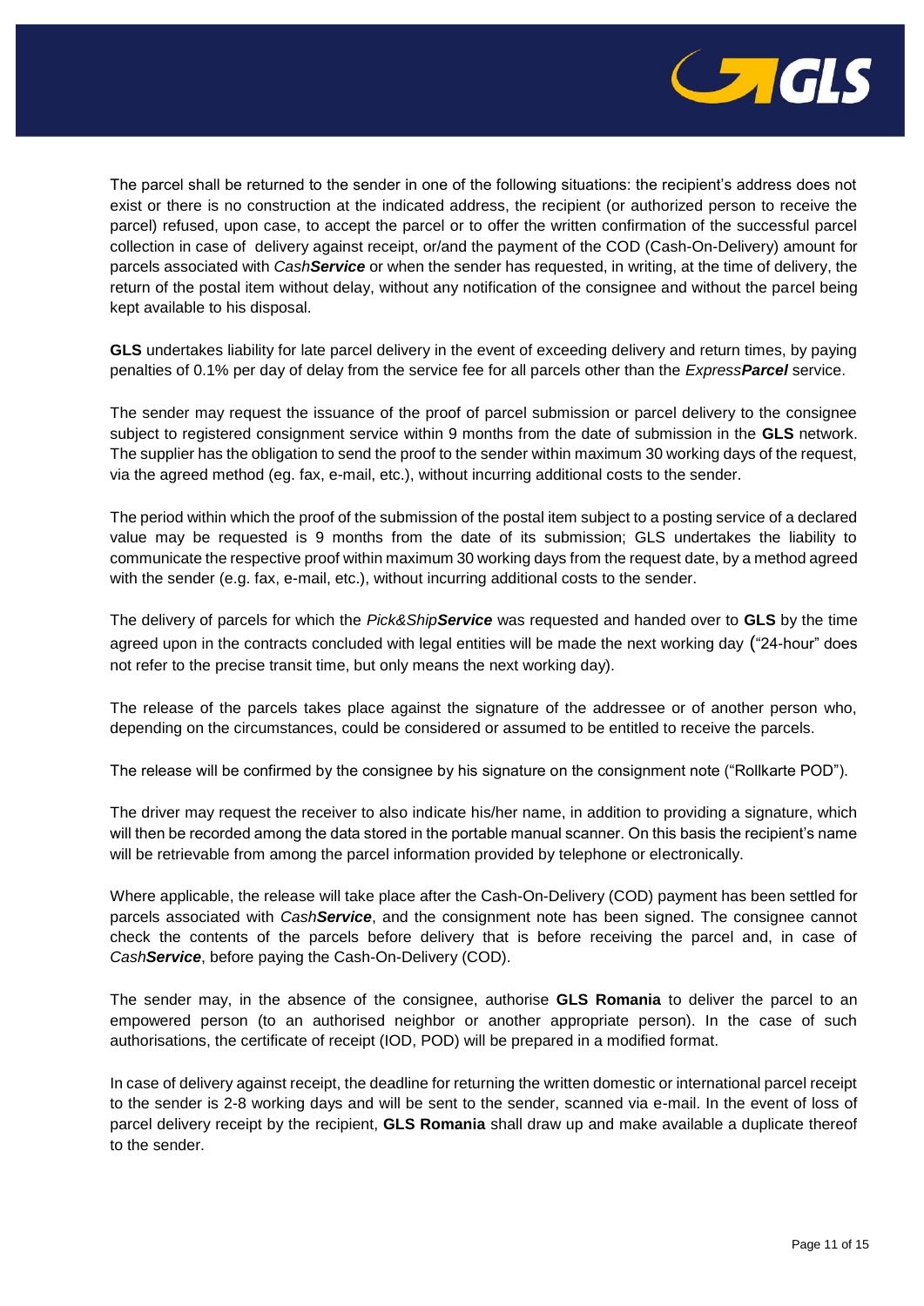The parcel shall be returned to the sender in one of the following situations: the recipient's address does not exist or there is no construction at the indicated address, the recipient (or authorized person to receive the parcel) refused, upon case, to accept the parcel or to offer the written confirmation of the successful parcel collection in case of delivery against receipt, or/and the payment of the COD (Cash-On-Delivery) amount for parcels associated with *Cash**Service*** or when the sender has requested, in writing, at the time of delivery, the return of the postal item without delay, without any notification of the consignee and without the parcel being kept available to his disposal.

**GLS** undertakes liability for late parcel delivery in the event of exceeding delivery and return times, by paying penalties of 0.1% per day of delay from the service fee for all parcels other than the *Express**Parcel*** service.

The sender may request the issuance of the proof of parcel submission or parcel delivery to the consignee subject to registered consignment service within 9 months from the date of submission in the **GLS** network. The supplier has the obligation to send the proof to the sender within maximum 30 working days of the request, via the agreed method (eg. fax, e-mail, etc.), without incurring additional costs to the sender.

The period within which the proof of the submission of the postal item subject to a posting service of a declared value may be requested is 9 months from the date of its submission; GLS undertakes the liability to communicate the respective proof within maximum 30 working days from the request date, by a method agreed with the sender (e.g. fax, e-mail, etc.), without incurring additional costs to the sender.

The delivery of parcels for which the *Pick&Ship**Service*** was requested and handed over to **GLS** by the time agreed upon in the contracts concluded with legal entities will be made the next working day ("24-hour" does not refer to the precise transit time, but only means the next working day).

The release of the parcels takes place against the signature of the addressee or of another person who, depending on the circumstances, could be considered or assumed to be entitled to receive the parcels.

The release will be confirmed by the consignee by his signature on the consignment note ("Rollkarte POD").

The driver may request the receiver to also indicate his/her name, in addition to providing a signature, which will then be recorded among the data stored in the portable manual scanner. On this basis the recipient's name will be retrievable from among the parcel information provided by telephone or electronically.

Where applicable, the release will take place after the Cash-On-Delivery (COD) payment has been settled for parcels associated with *Cash**Service***, and the consignment note has been signed. The consignee cannot check the contents of the parcels before delivery that is before receiving the parcel and, in case of *Cash**Service***, before paying the Cash-On-Delivery (COD).

The sender may, in the absence of the consignee, authorise **GLS Romania** to deliver the parcel to an empowered person (to an authorised neighbor or another appropriate person). In the case of such authorisations, the certificate of receipt (IOD, POD) will be prepared in a modified format.

In case of delivery against receipt, the deadline for returning the written domestic or international parcel receipt to the sender is 2-8 working days and will be sent to the sender, scanned via e-mail. In the event of loss of parcel delivery receipt by the recipient, **GLS Romania** shall draw up and make available a duplicate thereof to the sender.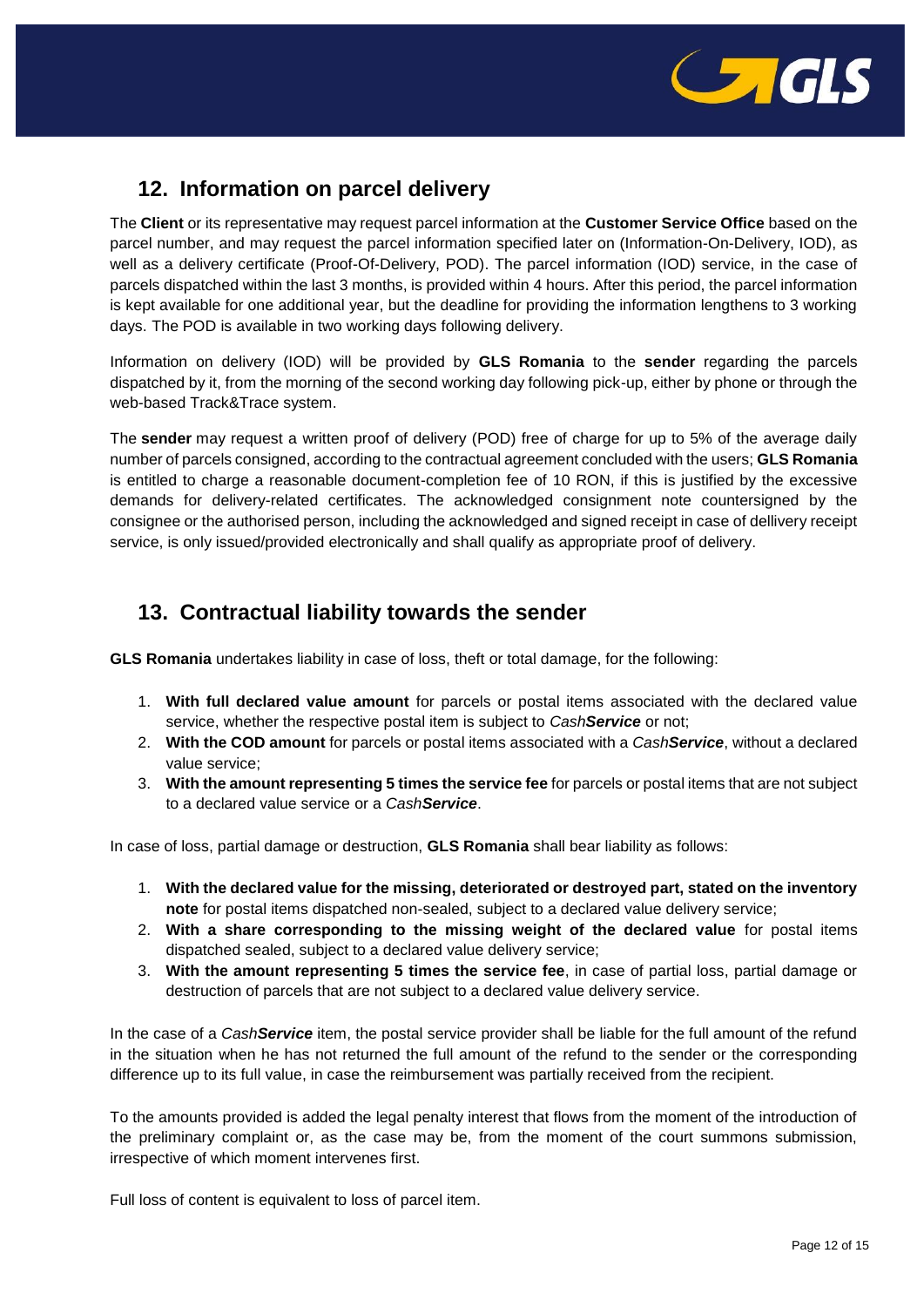## 12. Information on parcel delivery

The **Client** or its representative may request parcel information at the **Customer Service Office** based on the parcel number, and may request the parcel information specified later on (Information-On-Delivery, IOD), as well as a delivery certificate (Proof-Of-Delivery, POD). The parcel information (IOD) service, in the case of parcels dispatched within the last 3 months, is provided within 4 hours. After this period, the parcel information is kept available for one additional year, but the deadline for providing the information lengthens to 3 working days. The POD is available in two working days following delivery.

Information on delivery (IOD) will be provided by **GLS Romania** to the **sender** regarding the parcels dispatched by it, from the morning of the second working day following pick-up, either by phone or through the web-based Track&Trace system.

The **sender** may request a written proof of delivery (POD) free of charge for up to 5% of the average daily number of parcels consigned, according to the contractual agreement concluded with the users; **GLS Romania** is entitled to charge a reasonable document-completion fee of 10 RON, if this is justified by the excessive demands for delivery-related certificates. The acknowledged consignment note countersigned by the consignee or the authorised person, including the acknowledged and signed receipt in case of dellivery receipt service, is only issued/provided electronically and shall qualify as appropriate proof of delivery.

## 13. Contractual liability towards the sender

**GLS Romania** undertakes liability in case of loss, theft or total damage, for the following:

1. **With full declared value amount** for parcels or postal items associated with the declared value service, whether the respective postal item is subject to *Cash**Service*** or not;
2. **With the COD amount** for parcels or postal items associated with a *Cash**Service***, without a declared value service;
3. **With the amount representing 5 times the service fee** for parcels or postal items that are not subject to a declared value service or a *Cash**Service***.

In case of loss, partial damage or destruction, **GLS Romania** shall bear liability as follows:

1. **With the declared value for the missing, deteriorated or destroyed part, stated on the inventory note** for postal items dispatched non-sealed, subject to a declared value delivery service;
2. **With a share corresponding to the missing weight of the declared value** for postal items dispatched sealed, subject to a declared value delivery service;
3. **With the amount representing 5 times the service fee**, in case of partial loss, partial damage or destruction of parcels that are not subject to a declared value delivery service.

In the case of a *Cash**Service*** item, the postal service provider shall be liable for the full amount of the refund in the situation when he has not returned the full amount of the refund to the sender or the corresponding difference up to its full value, in case the reimbursement was partially received from the recipient.

To the amounts provided is added the legal penalty interest that flows from the moment of the introduction of the preliminary complaint or, as the case may be, from the moment of the court summons submission, irrespective of which moment intervenes first.

Full loss of content is equivalent to loss of parcel item.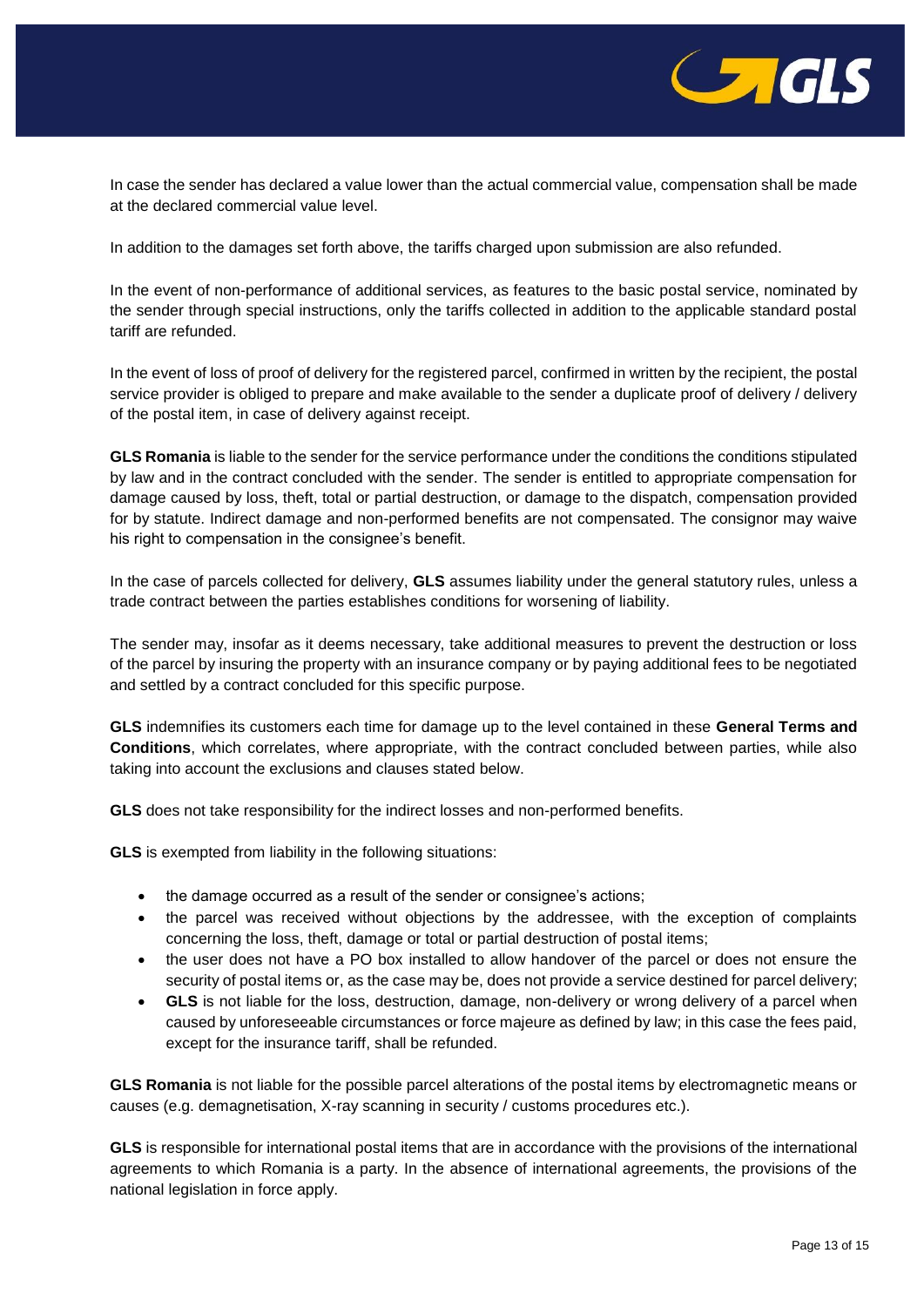In case the sender has declared a value lower than the actual commercial value, compensation shall be made at the declared commercial value level.

In addition to the damages set forth above, the tariffs charged upon submission are also refunded.

In the event of non-performance of additional services, as features to the basic postal service, nominated by the sender through special instructions, only the tariffs collected in addition to the applicable standard postal tariff are refunded.

In the event of loss of proof of delivery for the registered parcel, confirmed in written by the recipient, the postal service provider is obliged to prepare and make available to the sender a duplicate proof of delivery / delivery of the postal item, in case of delivery against receipt.

**GLS Romania** is liable to the sender for the service performance under the conditions the conditions stipulated by law and in the contract concluded with the sender. The sender is entitled to appropriate compensation for damage caused by loss, theft, total or partial destruction, or damage to the dispatch, compensation provided for by statute. Indirect damage and non-performed benefits are not compensated. The consignor may waive his right to compensation in the consignee's benefit.

In the case of parcels collected for delivery, **GLS** assumes liability under the general statutory rules, unless a trade contract between the parties establishes conditions for worsening of liability.

The sender may, insofar as it deems necessary, take additional measures to prevent the destruction or loss of the parcel by insuring the property with an insurance company or by paying additional fees to be negotiated and settled by a contract concluded for this specific purpose.

**GLS** indemnifies its customers each time for damage up to the level contained in these **General Terms and Conditions**, which correlates, where appropriate, with the contract concluded between parties, while also taking into account the exclusions and clauses stated below.

**GLS** does not take responsibility for the indirect losses and non-performed benefits.

**GLS** is exempted from liability in the following situations:

- the damage occurred as a result of the sender or consignee's actions;
- the parcel was received without objections by the addressee, with the exception of complaints concerning the loss, theft, damage or total or partial destruction of postal items;
- the user does not have a PO box installed to allow handover of the parcel or does not ensure the security of postal items or, as the case may be, does not provide a service destined for parcel delivery;
- **GLS** is not liable for the loss, destruction, damage, non-delivery or wrong delivery of a parcel when caused by unforeseeable circumstances or force majeure as defined by law; in this case the fees paid, except for the insurance tariff, shall be refunded.

**GLS Romania** is not liable for the possible parcel alterations of the postal items by electromagnetic means or causes (e.g. demagnetisation, X-ray scanning in security / customs procedures etc.).

**GLS** is responsible for international postal items that are in accordance with the provisions of the international agreements to which Romania is a party. In the absence of international agreements, the provisions of the national legislation in force apply.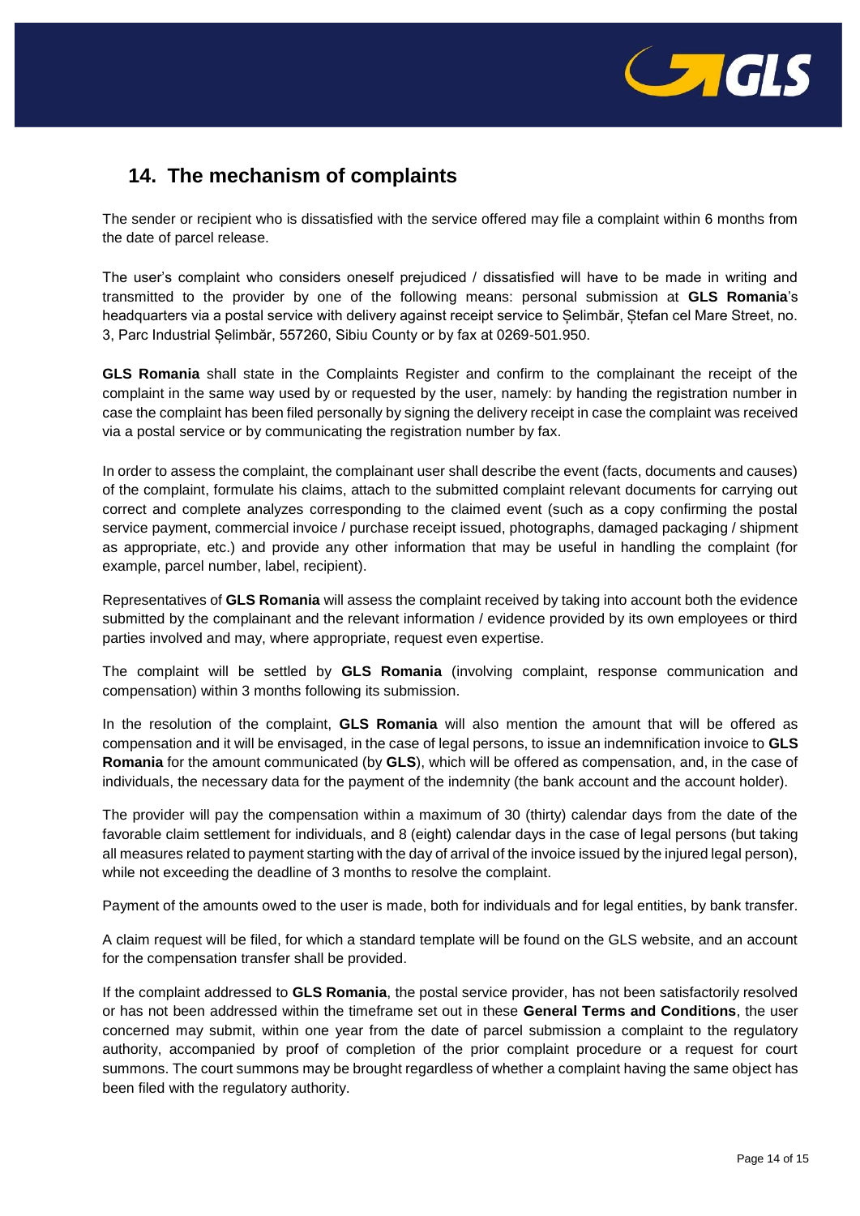## 14. The mechanism of complaints

The sender or recipient who is dissatisfied with the service offered may file a complaint within 6 months from the date of parcel release.

The user's complaint who considers oneself prejudiced / dissatisfied will have to be made in writing and transmitted to the provider by one of the following means: personal submission at **GLS Romania**'s headquarters via a postal service with delivery against receipt service to Șelimbăr, Ștefan cel Mare Street, no. 3, Parc Industrial Șelimbăr, 557260, Sibiu County or by fax at 0269-501.950.

**GLS Romania** shall state in the Complaints Register and confirm to the complainant the receipt of the complaint in the same way used by or requested by the user, namely: by handing the registration number in case the complaint has been filed personally by signing the delivery receipt in case the complaint was received via a postal service or by communicating the registration number by fax.

In order to assess the complaint, the complainant user shall describe the event (facts, documents and causes) of the complaint, formulate his claims, attach to the submitted complaint relevant documents for carrying out correct and complete analyzes corresponding to the claimed event (such as a copy confirming the postal service payment, commercial invoice / purchase receipt issued, photographs, damaged packaging / shipment as appropriate, etc.) and provide any other information that may be useful in handling the complaint (for example, parcel number, label, recipient).

Representatives of **GLS Romania** will assess the complaint received by taking into account both the evidence submitted by the complainant and the relevant information / evidence provided by its own employees or third parties involved and may, where appropriate, request even expertise.

The complaint will be settled by **GLS Romania** (involving complaint, response communication and compensation) within 3 months following its submission.

In the resolution of the complaint, **GLS Romania** will also mention the amount that will be offered as compensation and it will be envisaged, in the case of legal persons, to issue an indemnification invoice to **GLS Romania** for the amount communicated (by **GLS**), which will be offered as compensation, and, in the case of individuals, the necessary data for the payment of the indemnity (the bank account and the account holder).

The provider will pay the compensation within a maximum of 30 (thirty) calendar days from the date of the favorable claim settlement for individuals, and 8 (eight) calendar days in the case of legal persons (but taking all measures related to payment starting with the day of arrival of the invoice issued by the injured legal person), while not exceeding the deadline of 3 months to resolve the complaint.

Payment of the amounts owed to the user is made, both for individuals and for legal entities, by bank transfer.

A claim request will be filed, for which a standard template will be found on the GLS website, and an account for the compensation transfer shall be provided.

If the complaint addressed to **GLS Romania**, the postal service provider, has not been satisfactorily resolved or has not been addressed within the timeframe set out in these **General Terms and Conditions**, the user concerned may submit, within one year from the date of parcel submission a complaint to the regulatory authority, accompanied by proof of completion of the prior complaint procedure or a request for court summons. The court summons may be brought regardless of whether a complaint having the same object has been filed with the regulatory authority.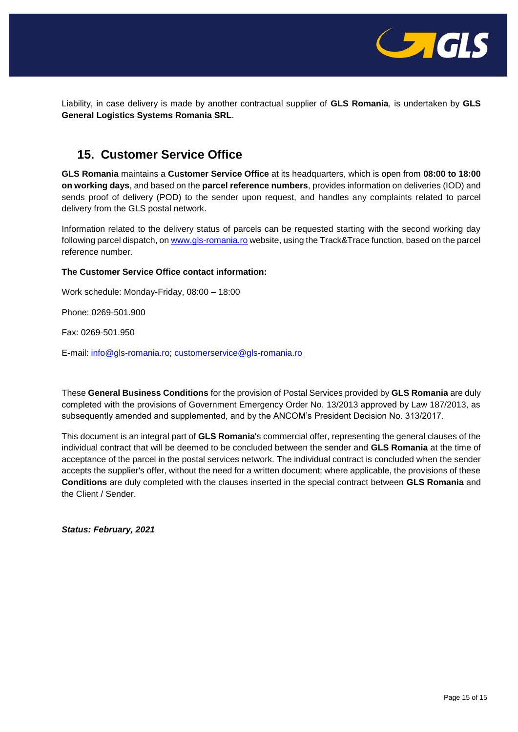Liability, in case delivery is made by another contractual supplier of **GLS Romania**, is undertaken by **GLS General Logistics Systems Romania SRL**.

## 15. Customer Service Office

**GLS Romania** maintains a **Customer Service Office** at its headquarters, which is open from **08:00 to 18:00 on working days**, and based on the **parcel reference numbers**, provides information on deliveries (IOD) and sends proof of delivery (POD) to the sender upon request, and handles any complaints related to parcel delivery from the GLS postal network.

Information related to the delivery status of parcels can be requested starting with the second working day following parcel dispatch, on www.gls-romania.ro website, using the Track&Trace function, based on the parcel reference number.

**The Customer Service Office contact information:**

Work schedule: Monday-Friday, 08:00 – 18:00

Phone: 0269-501.900

Fax: 0269-501.950

E-mail: info@gls-romania.ro; customerservice@gls-romania.ro

These **General Business Conditions** for the provision of Postal Services provided by **GLS Romania** are duly completed with the provisions of Government Emergency Order No. 13/2013 approved by Law 187/2013, as subsequently amended and supplemented, and by the ANCOM's President Decision No. 313/2017.

This document is an integral part of **GLS Romania**'s commercial offer, representing the general clauses of the individual contract that will be deemed to be concluded between the sender and **GLS Romania** at the time of acceptance of the parcel in the postal services network. The individual contract is concluded when the sender accepts the supplier's offer, without the need for a written document; where applicable, the provisions of these **Conditions** are duly completed with the clauses inserted in the special contract between **GLS Romania** and the Client / Sender.

***Status: February, 2021***